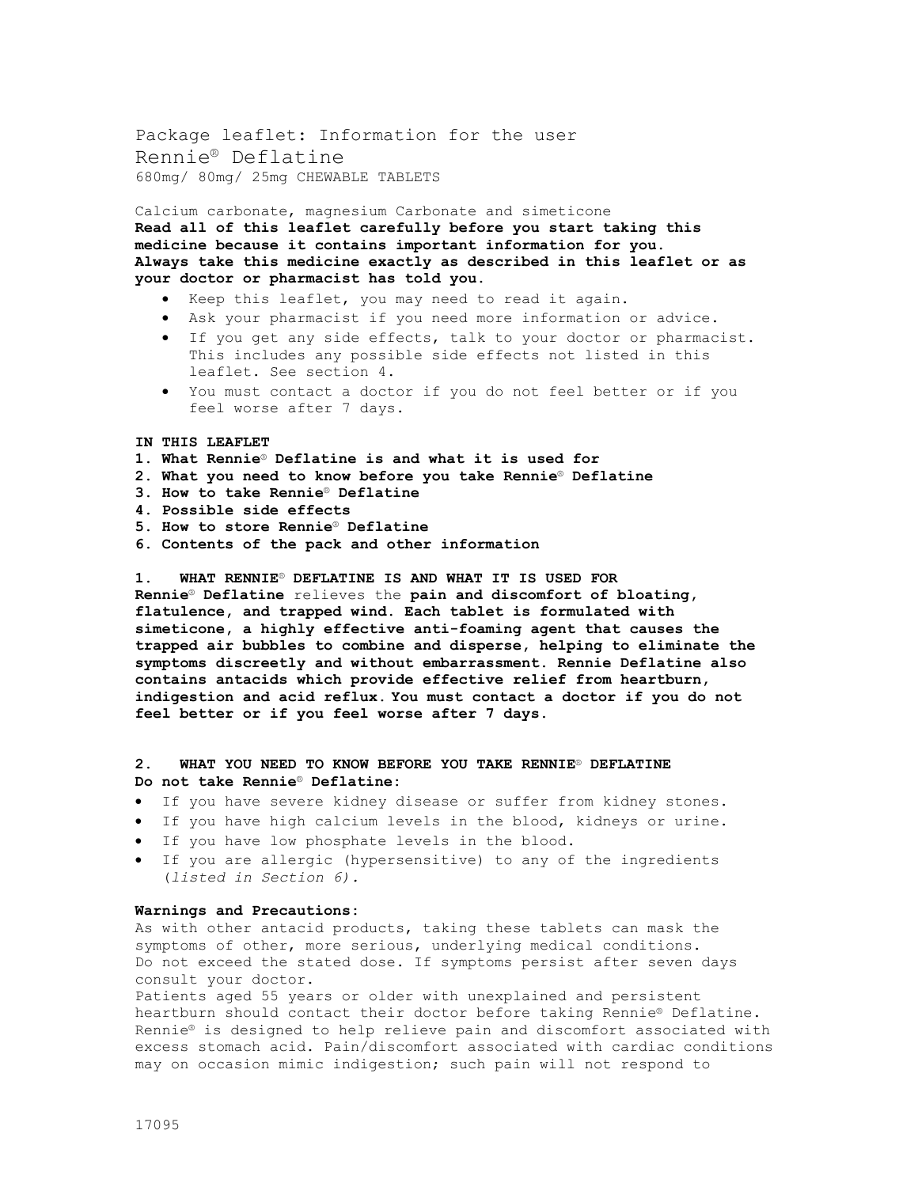Package leaflet: Information for the user

# Rennie® Deflatine

680mg/ 80mg/ 25mg CHEWABLE TABLETS

Calcium carbonate, magnesium Carbonate and simeticone

**Read all of this leaflet carefully before you start taking this medicine because it contains important information for you.**
**Always take this medicine exactly as described in this leaflet or as your doctor or pharmacist has told you.**

- Keep this leaflet, you may need to read it again.
- Ask your pharmacist if you need more information or advice.
- If you get any side effects, talk to your doctor or pharmacist. This includes any possible side effects not listed in this leaflet. See section 4.
- You must contact a doctor if you do not feel better or if you feel worse after 7 days.

**IN THIS LEAFLET**

**1. What Rennie® Deflatine is and what it is used for**
**2. What you need to know before you take Rennie® Deflatine**
**3. How to take Rennie® Deflatine**
**4. Possible side effects**
**5. How to store Rennie® Deflatine**
**6. Contents of the pack and other information**

## 1. WHAT RENNIE® DEFLATINE IS AND WHAT IT IS USED FOR

**Rennie® Deflatine** relieves the **pain and discomfort of bloating, flatulence, and trapped wind. Each tablet is formulated with simeticone, a highly effective anti-foaming agent that causes the trapped air bubbles to combine and disperse, helping to eliminate the symptoms discreetly and without embarrassment. Rennie Deflatine also contains antacids which provide effective relief from heartburn, indigestion and acid reflux. You must contact a doctor if you do not feel better or if you feel worse after 7 days.**

## 2. WHAT YOU NEED TO KNOW BEFORE YOU TAKE RENNIE® DEFLATINE

**Do not take Rennie® Deflatine:**

- If you have severe kidney disease or suffer from kidney stones.
- If you have high calcium levels in the blood, kidneys or urine.
- If you have low phosphate levels in the blood.
- If you are allergic (hypersensitive) to any of the ingredients (*listed in Section 6).*

**Warnings and Precautions:**

As with other antacid products, taking these tablets can mask the symptoms of other, more serious, underlying medical conditions.
Do not exceed the stated dose. If symptoms persist after seven days consult your doctor.
Patients aged 55 years or older with unexplained and persistent heartburn should contact their doctor before taking Rennie® Deflatine.
Rennie® is designed to help relieve pain and discomfort associated with excess stomach acid. Pain/discomfort associated with cardiac conditions may on occasion mimic indigestion; such pain will not respond to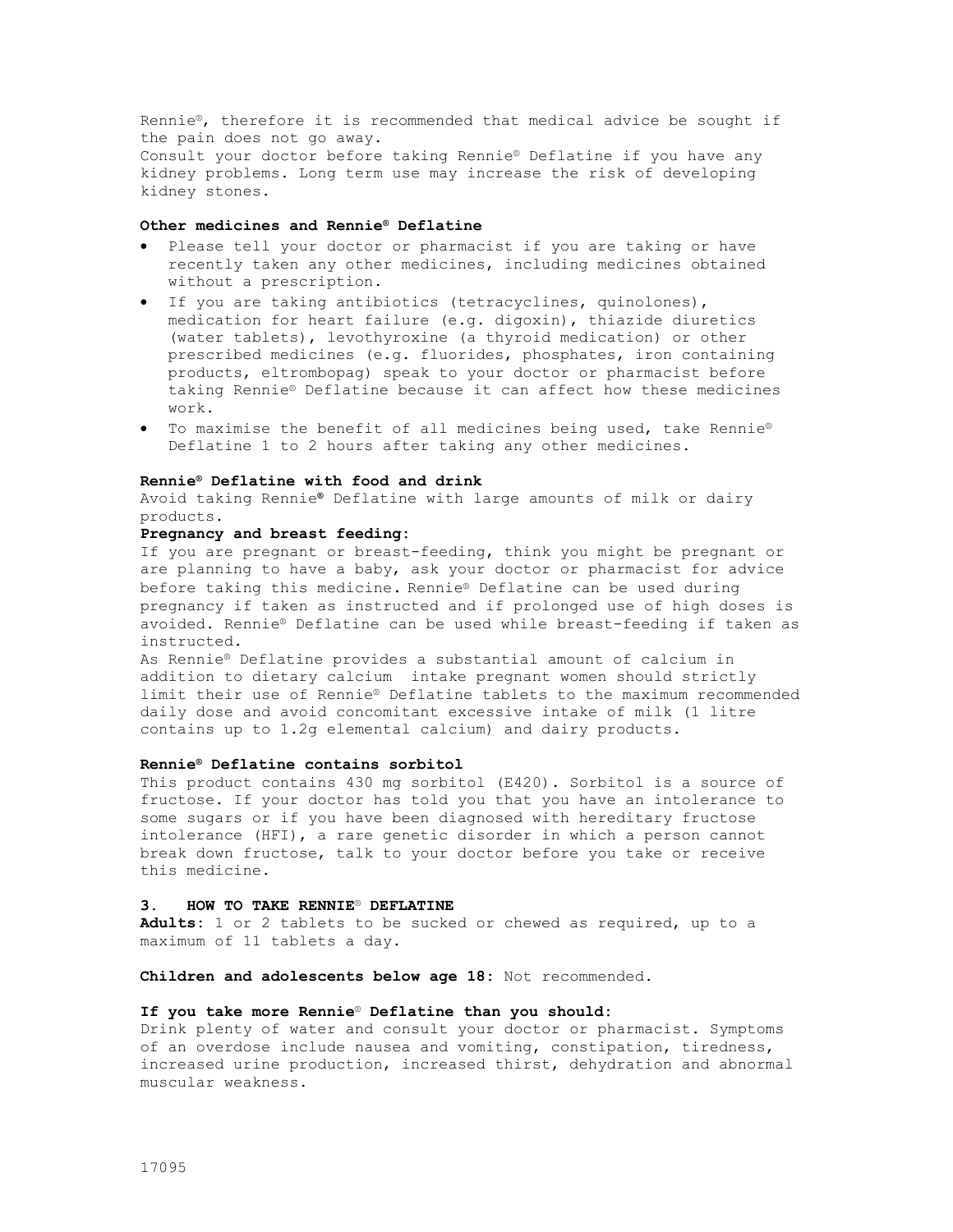Rennie®, therefore it is recommended that medical advice be sought if the pain does not go away.
Consult your doctor before taking Rennie® Deflatine if you have any kidney problems. Long term use may increase the risk of developing kidney stones.

**Other medicines and Rennie® Deflatine**

- Please tell your doctor or pharmacist if you are taking or have recently taken any other medicines, including medicines obtained without a prescription.
- If you are taking antibiotics (tetracyclines, quinolones), medication for heart failure (e.g. digoxin), thiazide diuretics (water tablets), levothyroxine (a thyroid medication) or other prescribed medicines (e.g. fluorides, phosphates, iron containing products, eltrombopag) speak to your doctor or pharmacist before taking Rennie® Deflatine because it can affect how these medicines work.
- To maximise the benefit of all medicines being used, take Rennie® Deflatine 1 to 2 hours after taking any other medicines.

**Rennie® Deflatine with food and drink**

Avoid taking Rennie® Deflatine with large amounts of milk or dairy products.

**Pregnancy and breast feeding:**

If you are pregnant or breast-feeding, think you might be pregnant or are planning to have a baby, ask your doctor or pharmacist for advice before taking this medicine. Rennie® Deflatine can be used during pregnancy if taken as instructed and if prolonged use of high doses is avoided. Rennie® Deflatine can be used while breast-feeding if taken as instructed.
As Rennie® Deflatine provides a substantial amount of calcium in addition to dietary calcium intake pregnant women should strictly limit their use of Rennie® Deflatine tablets to the maximum recommended daily dose and avoid concomitant excessive intake of milk (1 litre contains up to 1.2g elemental calcium) and dairy products.

**Rennie® Deflatine contains sorbitol**

This product contains 430 mg sorbitol (E420). Sorbitol is a source of fructose. If your doctor has told you that you have an intolerance to some sugars or if you have been diagnosed with hereditary fructose intolerance (HFI), a rare genetic disorder in which a person cannot break down fructose, talk to your doctor before you take or receive this medicine.

**3. HOW TO TAKE RENNIE® DEFLATINE**

**Adults:** 1 or 2 tablets to be sucked or chewed as required, up to a maximum of 11 tablets a day.

**Children and adolescents below age 18:** Not recommended.

**If you take more Rennie® Deflatine than you should:**

Drink plenty of water and consult your doctor or pharmacist. Symptoms of an overdose include nausea and vomiting, constipation, tiredness, increased urine production, increased thirst, dehydration and abnormal muscular weakness.

17095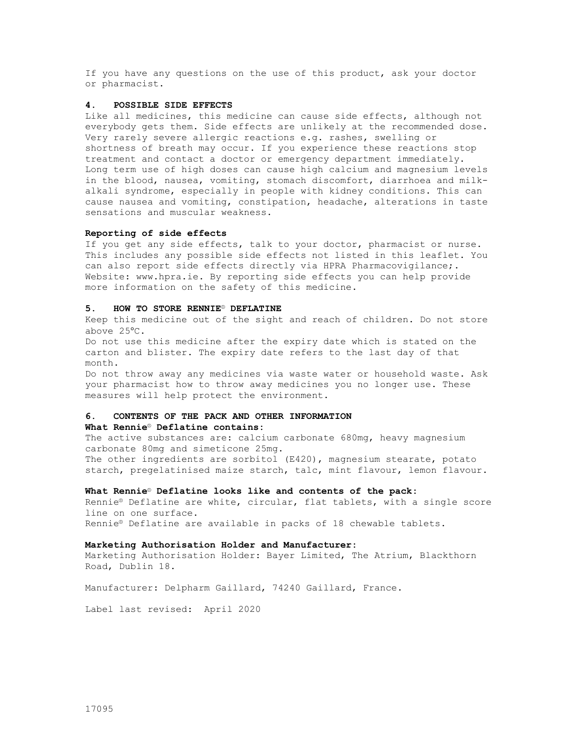If you have any questions on the use of this product, ask your doctor or pharmacist.

## 4. POSSIBLE SIDE EFFECTS

Like all medicines, this medicine can cause side effects, although not everybody gets them. Side effects are unlikely at the recommended dose. Very rarely severe allergic reactions e.g. rashes, swelling or shortness of breath may occur. If you experience these reactions stop treatment and contact a doctor or emergency department immediately. Long term use of high doses can cause high calcium and magnesium levels in the blood, nausea, vomiting, stomach discomfort, diarrhoea and milk-alkali syndrome, especially in people with kidney conditions. This can cause nausea and vomiting, constipation, headache, alterations in taste sensations and muscular weakness.

### Reporting of side effects

If you get any side effects, talk to your doctor, pharmacist or nurse. This includes any possible side effects not listed in this leaflet. You can also report side effects directly via HPRA Pharmacovigilance;. Website: www.hpra.ie. By reporting side effects you can help provide more information on the safety of this medicine.

## 5. HOW TO STORE RENNIE® DEFLATINE

Keep this medicine out of the sight and reach of children. Do not store above 25°C.

Do not use this medicine after the expiry date which is stated on the carton and blister. The expiry date refers to the last day of that month.

Do not throw away any medicines via waste water or household waste. Ask your pharmacist how to throw away medicines you no longer use. These measures will help protect the environment.

## 6. CONTENTS OF THE PACK AND OTHER INFORMATION

**What Rennie® Deflatine contains:**

The active substances are: calcium carbonate 680mg, heavy magnesium carbonate 80mg and simeticone 25mg.

The other ingredients are sorbitol (E420), magnesium stearate, potato starch, pregelatinised maize starch, talc, mint flavour, lemon flavour.

**What Rennie® Deflatine looks like and contents of the pack:**

Rennie® Deflatine are white, circular, flat tablets, with a single score line on one surface.

Rennie® Deflatine are available in packs of 18 chewable tablets.

**Marketing Authorisation Holder and Manufacturer:**

Marketing Authorisation Holder: Bayer Limited, The Atrium, Blackthorn Road, Dublin 18.

Manufacturer: Delpharm Gaillard, 74240 Gaillard, France.

Label last revised: April 2020

17095